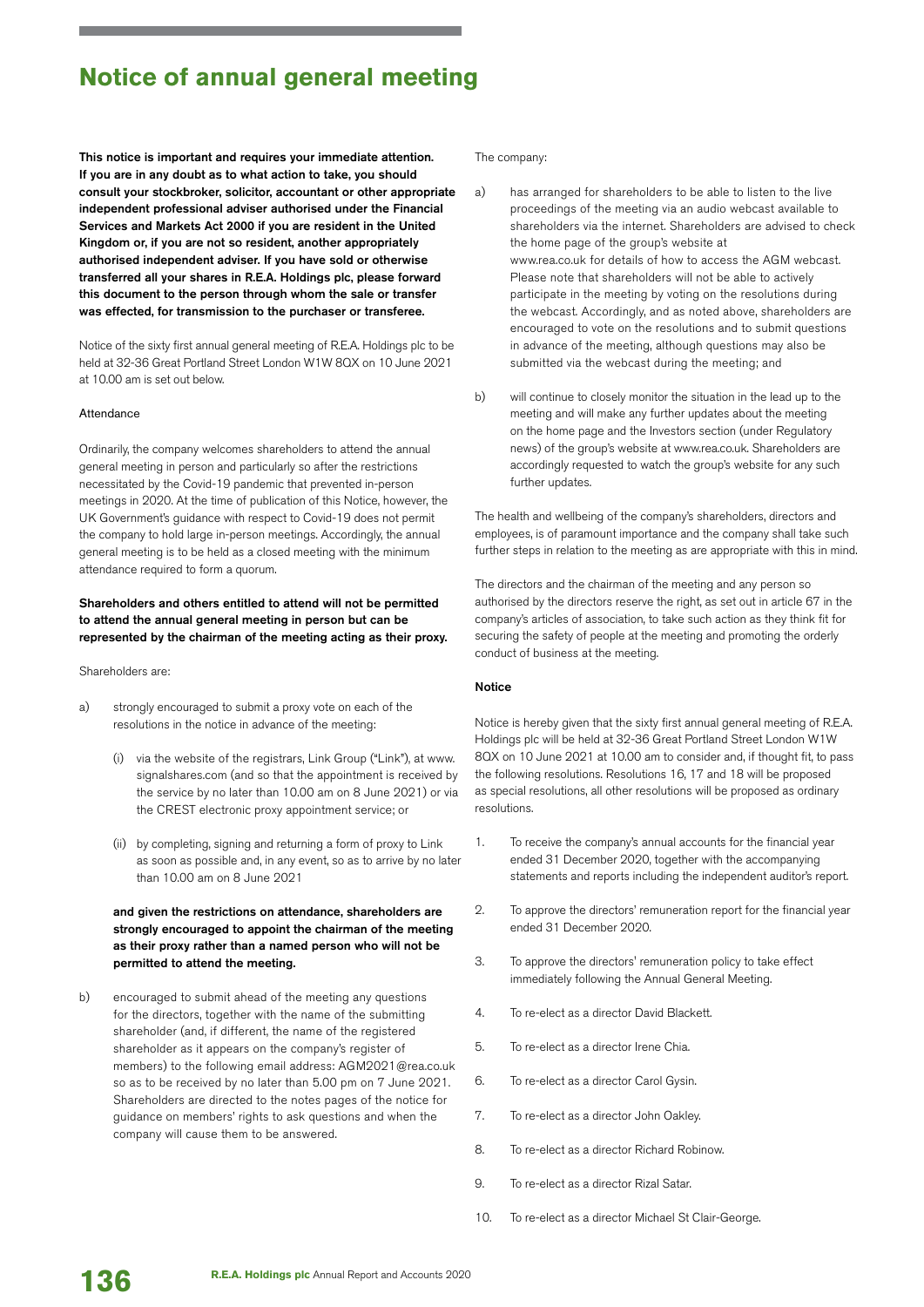# Notice of annual general meeting

**This notice is important and requires your immediate attention. If you are in any doubt as to what action to take, you should consult your stockbroker, solicitor, accountant or other appropriate independent professional adviser authorised under the Financial Services and Markets Act 2000 if you are resident in the United Kingdom or, if you are not so resident, another appropriately authorised independent adviser. If you have sold or otherwise transferred all your shares in R.E.A. Holdings plc, please forward this document to the person through whom the sale or transfer was effected, for transmission to the purchaser or transferee.**

Notice of the sixty first annual general meeting of R.E.A. Holdings plc to be held at 32-36 Great Portland Street London W1W 8QX on 10 June 2021 at 10.00 am is set out below.

Attendance

Ordinarily, the company welcomes shareholders to attend the annual general meeting in person and particularly so after the restrictions necessitated by the Covid-19 pandemic that prevented in-person meetings in 2020. At the time of publication of this Notice, however, the UK Government's guidance with respect to Covid-19 does not permit the company to hold large in-person meetings. Accordingly, the annual general meeting is to be held as a closed meeting with the minimum attendance required to form a quorum.

**Shareholders and others entitled to attend will not be permitted to attend the annual general meeting in person but can be represented by the chairman of the meeting acting as their proxy.**

Shareholders are:

a) strongly encouraged to submit a proxy vote on each of the resolutions in the notice in advance of the meeting:

   (i) via the website of the registrars, Link Group ("Link"), at www.signalshares.com (and so that the appointment is received by the service by no later than 10.00 am on 8 June 2021) or via the CREST electronic proxy appointment service; or

   (ii) by completing, signing and returning a form of proxy to Link as soon as possible and, in any event, so as to arrive by no later than 10.00 am on 8 June 2021

   **and given the restrictions on attendance, shareholders are strongly encouraged to appoint the chairman of the meeting as their proxy rather than a named person who will not be permitted to attend the meeting.**

b) encouraged to submit ahead of the meeting any questions for the directors, together with the name of the submitting shareholder (and, if different, the name of the registered shareholder as it appears on the company's register of members) to the following email address: AGM2021@rea.co.uk so as to be received by no later than 5.00 pm on 7 June 2021. Shareholders are directed to the notes pages of the notice for guidance on members' rights to ask questions and when the company will cause them to be answered.

The company:

a) has arranged for shareholders to be able to listen to the live proceedings of the meeting via an audio webcast available to shareholders via the internet. Shareholders are advised to check the home page of the group's website at www.rea.co.uk for details of how to access the AGM webcast. Please note that shareholders will not be able to actively participate in the meeting by voting on the resolutions during the webcast. Accordingly, and as noted above, shareholders are encouraged to vote on the resolutions and to submit questions in advance of the meeting, although questions may also be submitted via the webcast during the meeting; and

b) will continue to closely monitor the situation in the lead up to the meeting and will make any further updates about the meeting on the home page and the Investors section (under Regulatory news) of the group's website at www.rea.co.uk. Shareholders are accordingly requested to watch the group's website for any such further updates.

The health and wellbeing of the company's shareholders, directors and employees, is of paramount importance and the company shall take such further steps in relation to the meeting as are appropriate with this in mind.

The directors and the chairman of the meeting and any person so authorised by the directors reserve the right, as set out in article 67 in the company's articles of association, to take such action as they think fit for securing the safety of people at the meeting and promoting the orderly conduct of business at the meeting.

**Notice**

Notice is hereby given that the sixty first annual general meeting of R.E.A. Holdings plc will be held at 32-36 Great Portland Street London W1W 8QX on 10 June 2021 at 10.00 am to consider and, if thought fit, to pass the following resolutions. Resolutions 16, 17 and 18 will be proposed as special resolutions, all other resolutions will be proposed as ordinary resolutions.

1. To receive the company's annual accounts for the financial year ended 31 December 2020, together with the accompanying statements and reports including the independent auditor's report.

2. To approve the directors' remuneration report for the financial year ended 31 December 2020.

3. To approve the directors' remuneration policy to take effect immediately following the Annual General Meeting.

4. To re-elect as a director David Blackett.

5. To re-elect as a director Irene Chia.

6. To re-elect as a director Carol Gysin.

7. To re-elect as a director John Oakley.

8. To re-elect as a director Richard Robinow.

9. To re-elect as a director Rizal Satar.

10. To re-elect as a director Michael St Clair-George.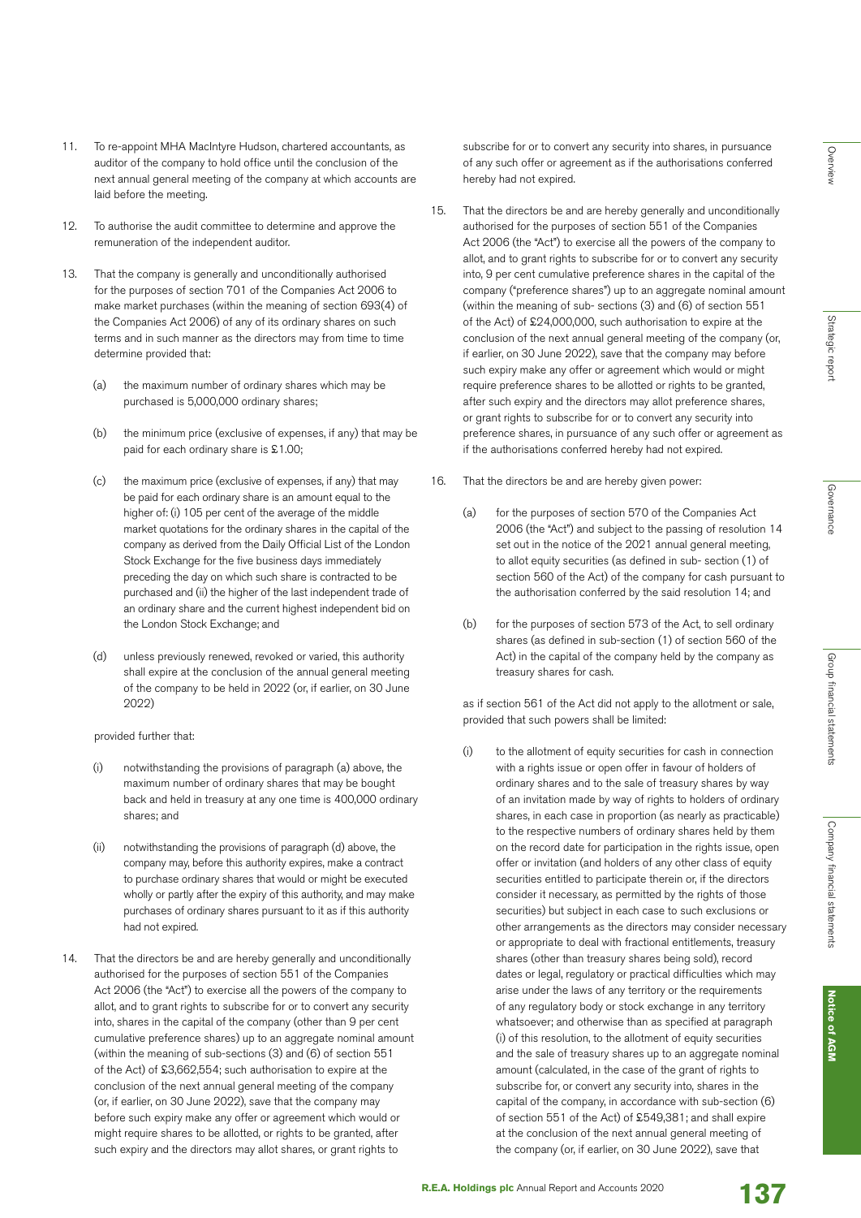11. To re-appoint MHA MacIntyre Hudson, chartered accountants, as auditor of the company to hold office until the conclusion of the next annual general meeting of the company at which accounts are laid before the meeting.

12. To authorise the audit committee to determine and approve the remuneration of the independent auditor.

13. That the company is generally and unconditionally authorised for the purposes of section 701 of the Companies Act 2006 to make market purchases (within the meaning of section 693(4) of the Companies Act 2006) of any of its ordinary shares on such terms and in such manner as the directors may from time to time determine provided that:

    (a) the maximum number of ordinary shares which may be purchased is 5,000,000 ordinary shares;

    (b) the minimum price (exclusive of expenses, if any) that may be paid for each ordinary share is £1.00;

    (c) the maximum price (exclusive of expenses, if any) that may be paid for each ordinary share is an amount equal to the higher of: (i) 105 per cent of the average of the middle market quotations for the ordinary shares in the capital of the company as derived from the Daily Official List of the London Stock Exchange for the five business days immediately preceding the day on which such share is contracted to be purchased and (ii) the higher of the last independent trade of an ordinary share and the current highest independent bid on the London Stock Exchange; and

    (d) unless previously renewed, revoked or varied, this authority shall expire at the conclusion of the annual general meeting of the company to be held in 2022 (or, if earlier, on 30 June 2022)

    provided further that:

    (i) notwithstanding the provisions of paragraph (a) above, the maximum number of ordinary shares that may be bought back and held in treasury at any one time is 400,000 ordinary shares; and

    (ii) notwithstanding the provisions of paragraph (d) above, the company may, before this authority expires, make a contract to purchase ordinary shares that would or might be executed wholly or partly after the expiry of this authority, and may make purchases of ordinary shares pursuant to it as if this authority had not expired.

14. That the directors be and are hereby generally and unconditionally authorised for the purposes of section 551 of the Companies Act 2006 (the "Act") to exercise all the powers of the company to allot, and to grant rights to subscribe for or to convert any security into, shares in the capital of the company (other than 9 per cent cumulative preference shares) up to an aggregate nominal amount (within the meaning of sub-sections (3) and (6) of section 551 of the Act) of £3,662,554; such authorisation to expire at the conclusion of the next annual general meeting of the company (or, if earlier, on 30 June 2022), save that the company may before such expiry make any offer or agreement which would or might require shares to be allotted, or rights to be granted, after such expiry and the directors may allot shares, or grant rights to subscribe for or to convert any security into shares, in pursuance of any such offer or agreement as if the authorisations conferred hereby had not expired.

15. That the directors be and are hereby generally and unconditionally authorised for the purposes of section 551 of the Companies Act 2006 (the "Act") to exercise all the powers of the company to allot, and to grant rights to subscribe for or to convert any security into, 9 per cent cumulative preference shares in the capital of the company ("preference shares") up to an aggregate nominal amount (within the meaning of sub- sections (3) and (6) of section 551 of the Act) of £24,000,000, such authorisation to expire at the conclusion of the next annual general meeting of the company (or, if earlier, on 30 June 2022), save that the company may before such expiry make any offer or agreement which would or might require preference shares to be allotted or rights to be granted, after such expiry and the directors may allot preference shares, or grant rights to subscribe for or to convert any security into preference shares, in pursuance of any such offer or agreement as if the authorisations conferred hereby had not expired.

16. That the directors be and are hereby given power:

    (a) for the purposes of section 570 of the Companies Act 2006 (the "Act") and subject to the passing of resolution 14 set out in the notice of the 2021 annual general meeting, to allot equity securities (as defined in sub- section (1) of section 560 of the Act) of the company for cash pursuant to the authorisation conferred by the said resolution 14; and

    (b) for the purposes of section 573 of the Act, to sell ordinary shares (as defined in sub-section (1) of section 560 of the Act) in the capital of the company held by the company as treasury shares for cash.

    as if section 561 of the Act did not apply to the allotment or sale, provided that such powers shall be limited:

    (i) to the allotment of equity securities for cash in connection with a rights issue or open offer in favour of holders of ordinary shares and to the sale of treasury shares by way of an invitation made by way of rights to holders of ordinary shares, in each case in proportion (as nearly as practicable) to the respective numbers of ordinary shares held by them on the record date for participation in the rights issue, open offer or invitation (and holders of any other class of equity securities entitled to participate therein or, if the directors consider it necessary, as permitted by the rights of those securities) but subject in each case to such exclusions or other arrangements as the directors may consider necessary or appropriate to deal with fractional entitlements, treasury shares (other than treasury shares being sold), record dates or legal, regulatory or practical difficulties which may arise under the laws of any territory or the requirements of any regulatory body or stock exchange in any territory whatsoever; and otherwise than as specified at paragraph (i) of this resolution, to the allotment of equity securities and the sale of treasury shares up to an aggregate nominal amount (calculated, in the case of the grant of rights to subscribe for, or convert any security into, shares in the capital of the company, in accordance with sub-section (6) of section 551 of the Act) of £549,381; and shall expire at the conclusion of the next annual general meeting of the company (or, if earlier, on 30 June 2022), save that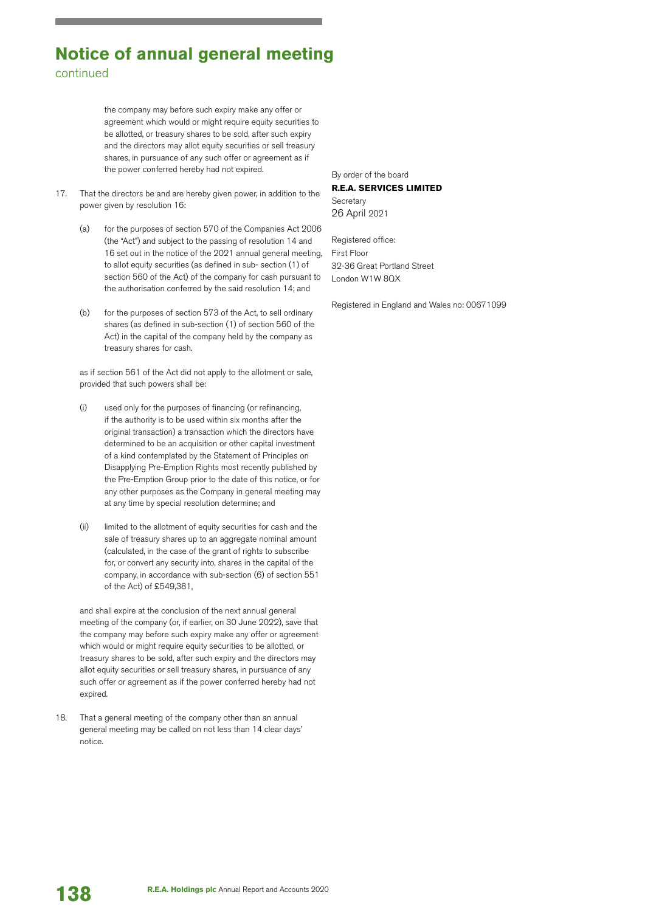# Notice of annual general meeting

continued

the company may before such expiry make any offer or agreement which would or might require equity securities to be allotted, or treasury shares to be sold, after such expiry and the directors may allot equity securities or sell treasury shares, in pursuance of any such offer or agreement as if the power conferred hereby had not expired.

17. That the directors be and are hereby given power, in addition to the power given by resolution 16:

    (a) for the purposes of section 570 of the Companies Act 2006 (the "Act") and subject to the passing of resolution 14 and 16 set out in the notice of the 2021 annual general meeting, to allot equity securities (as defined in sub- section (1) of section 560 of the Act) of the company for cash pursuant to the authorisation conferred by the said resolution 14; and

    (b) for the purposes of section 573 of the Act, to sell ordinary shares (as defined in sub-section (1) of section 560 of the Act) in the capital of the company held by the company as treasury shares for cash.

    as if section 561 of the Act did not apply to the allotment or sale, provided that such powers shall be:

    (i) used only for the purposes of financing (or refinancing, if the authority is to be used within six months after the original transaction) a transaction which the directors have determined to be an acquisition or other capital investment of a kind contemplated by the Statement of Principles on Disapplying Pre-Emption Rights most recently published by the Pre-Emption Group prior to the date of this notice, or for any other purposes as the Company in general meeting may at any time by special resolution determine; and

    (ii) limited to the allotment of equity securities for cash and the sale of treasury shares up to an aggregate nominal amount (calculated, in the case of the grant of rights to subscribe for, or convert any security into, shares in the capital of the company, in accordance with sub-section (6) of section 551 of the Act) of £549,381,

    and shall expire at the conclusion of the next annual general meeting of the company (or, if earlier, on 30 June 2022), save that the company may before such expiry make any offer or agreement which would or might require equity securities to be allotted, or treasury shares to be sold, after such expiry and the directors may allot equity securities or sell treasury shares, in pursuance of any such offer or agreement as if the power conferred hereby had not expired.

18. That a general meeting of the company other than an annual general meeting may be called on not less than 14 clear days' notice.

By order of the board

**R.E.A. SERVICES LIMITED**

Secretary

26 April 2021

Registered office:

First Floor

32-36 Great Portland Street

London W1W 8QX

Registered in England and Wales no: 00671099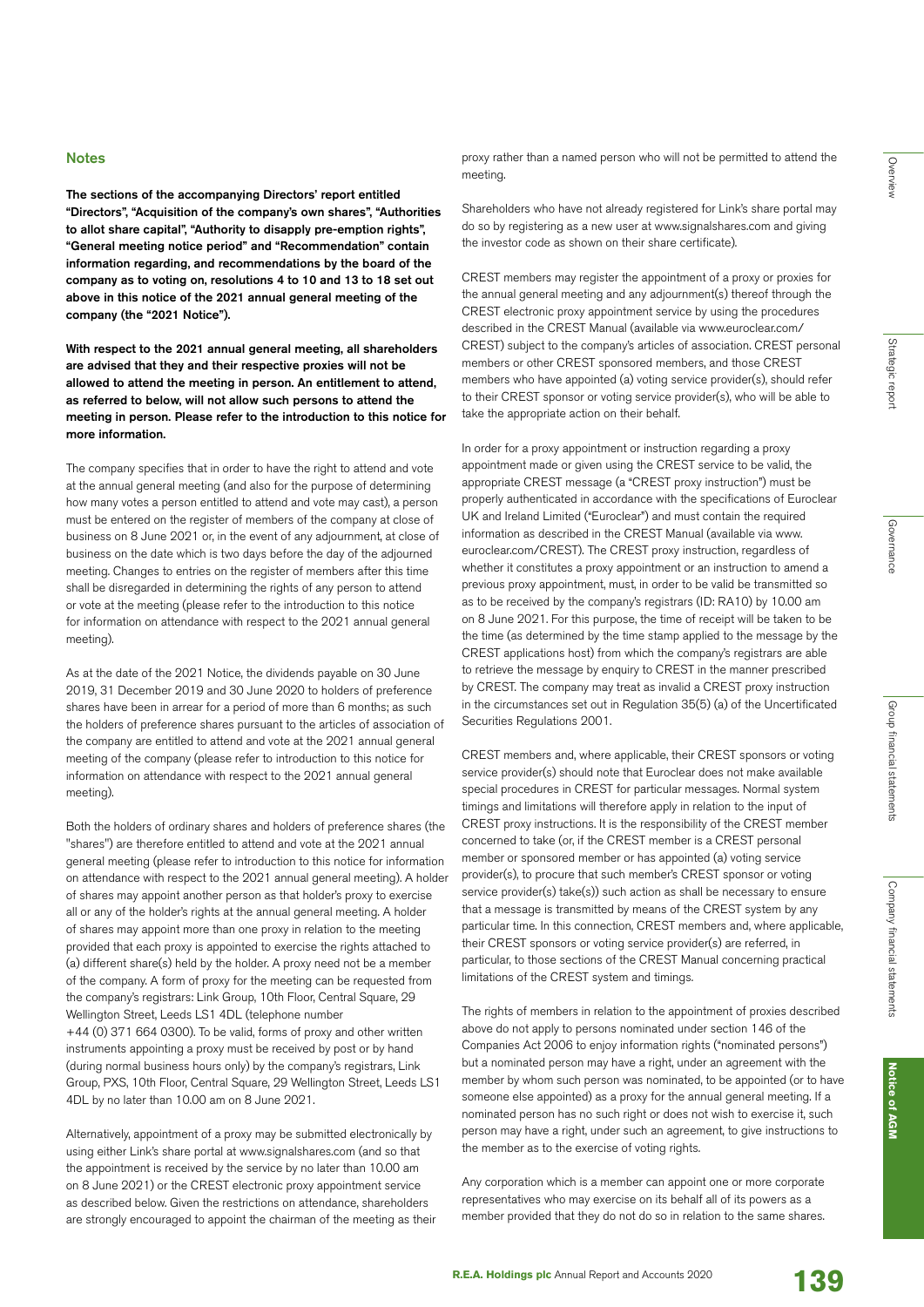## Notes

**The sections of the accompanying Directors' report entitled "Directors", "Acquisition of the company's own shares", "Authorities to allot share capital", "Authority to disapply pre-emption rights", "General meeting notice period" and "Recommendation" contain information regarding, and recommendations by the board of the company as to voting on, resolutions 4 to 10 and 13 to 18 set out above in this notice of the 2021 annual general meeting of the company (the "2021 Notice").**

**With respect to the 2021 annual general meeting, all shareholders are advised that they and their respective proxies will not be allowed to attend the meeting in person. An entitlement to attend, as referred to below, will not allow such persons to attend the meeting in person. Please refer to the introduction to this notice for more information.**

The company specifies that in order to have the right to attend and vote at the annual general meeting (and also for the purpose of determining how many votes a person entitled to attend and vote may cast), a person must be entered on the register of members of the company at close of business on 8 June 2021 or, in the event of any adjournment, at close of business on the date which is two days before the day of the adjourned meeting. Changes to entries on the register of members after this time shall be disregarded in determining the rights of any person to attend or vote at the meeting (please refer to the introduction to this notice for information on attendance with respect to the 2021 annual general meeting).

As at the date of the 2021 Notice, the dividends payable on 30 June 2019, 31 December 2019 and 30 June 2020 to holders of preference shares have been in arrear for a period of more than 6 months; as such the holders of preference shares pursuant to the articles of association of the company are entitled to attend and vote at the 2021 annual general meeting of the company (please refer to introduction to this notice for information on attendance with respect to the 2021 annual general meeting).

Both the holders of ordinary shares and holders of preference shares (the "shares") are therefore entitled to attend and vote at the 2021 annual general meeting (please refer to introduction to this notice for information on attendance with respect to the 2021 annual general meeting). A holder of shares may appoint another person as that holder's proxy to exercise all or any of the holder's rights at the annual general meeting. A holder of shares may appoint more than one proxy in relation to the meeting provided that each proxy is appointed to exercise the rights attached to (a) different share(s) held by the holder. A proxy need not be a member of the company. A form of proxy for the meeting can be requested from the company's registrars: Link Group, 10th Floor, Central Square, 29 Wellington Street, Leeds LS1 4DL (telephone number +44 (0) 371 664 0300). To be valid, forms of proxy and other written instruments appointing a proxy must be received by post or by hand (during normal business hours only) by the company's registrars, Link Group, PXS, 10th Floor, Central Square, 29 Wellington Street, Leeds LS1 4DL by no later than 10.00 am on 8 June 2021.

Alternatively, appointment of a proxy may be submitted electronically by using either Link's share portal at www.signalshares.com (and so that the appointment is received by the service by no later than 10.00 am on 8 June 2021) or the CREST electronic proxy appointment service as described below. Given the restrictions on attendance, shareholders are strongly encouraged to appoint the chairman of the meeting as their proxy rather than a named person who will not be permitted to attend the meeting.

Shareholders who have not already registered for Link's share portal may do so by registering as a new user at www.signalshares.com and giving the investor code as shown on their share certificate).

CREST members may register the appointment of a proxy or proxies for the annual general meeting and any adjournment(s) thereof through the CREST electronic proxy appointment service by using the procedures described in the CREST Manual (available via www.euroclear.com/CREST) subject to the company's articles of association. CREST personal members or other CREST sponsored members, and those CREST members who have appointed (a) voting service provider(s), should refer to their CREST sponsor or voting service provider(s), who will be able to take the appropriate action on their behalf.

In order for a proxy appointment or instruction regarding a proxy appointment made or given using the CREST service to be valid, the appropriate CREST message (a "CREST proxy instruction") must be properly authenticated in accordance with the specifications of Euroclear UK and Ireland Limited ("Euroclear") and must contain the required information as described in the CREST Manual (available via www.euroclear.com/CREST). The CREST proxy instruction, regardless of whether it constitutes a proxy appointment or an instruction to amend a previous proxy appointment, must, in order to be valid be transmitted so as to be received by the company's registrars (ID: RA10) by 10.00 am on 8 June 2021. For this purpose, the time of receipt will be taken to be the time (as determined by the time stamp applied to the message by the CREST applications host) from which the company's registrars are able to retrieve the message by enquiry to CREST in the manner prescribed by CREST. The company may treat as invalid a CREST proxy instruction in the circumstances set out in Regulation 35(5) (a) of the Uncertificated Securities Regulations 2001.

CREST members and, where applicable, their CREST sponsors or voting service provider(s) should note that Euroclear does not make available special procedures in CREST for particular messages. Normal system timings and limitations will therefore apply in relation to the input of CREST proxy instructions. It is the responsibility of the CREST member concerned to take (or, if the CREST member is a CREST personal member or sponsored member or has appointed (a) voting service provider(s), to procure that such member's CREST sponsor or voting service provider(s) take(s)) such action as shall be necessary to ensure that a message is transmitted by means of the CREST system by any particular time. In this connection, CREST members and, where applicable, their CREST sponsors or voting service provider(s) are referred, in particular, to those sections of the CREST Manual concerning practical limitations of the CREST system and timings.

The rights of members in relation to the appointment of proxies described above do not apply to persons nominated under section 146 of the Companies Act 2006 to enjoy information rights ("nominated persons") but a nominated person may have a right, under an agreement with the member by whom such person was nominated, to be appointed (or to have someone else appointed) as a proxy for the annual general meeting. If a nominated person has no such right or does not wish to exercise it, such person may have a right, under such an agreement, to give instructions to the member as to the exercise of voting rights.

Any corporation which is a member can appoint one or more corporate representatives who may exercise on its behalf all of its powers as a member provided that they do not do so in relation to the same shares.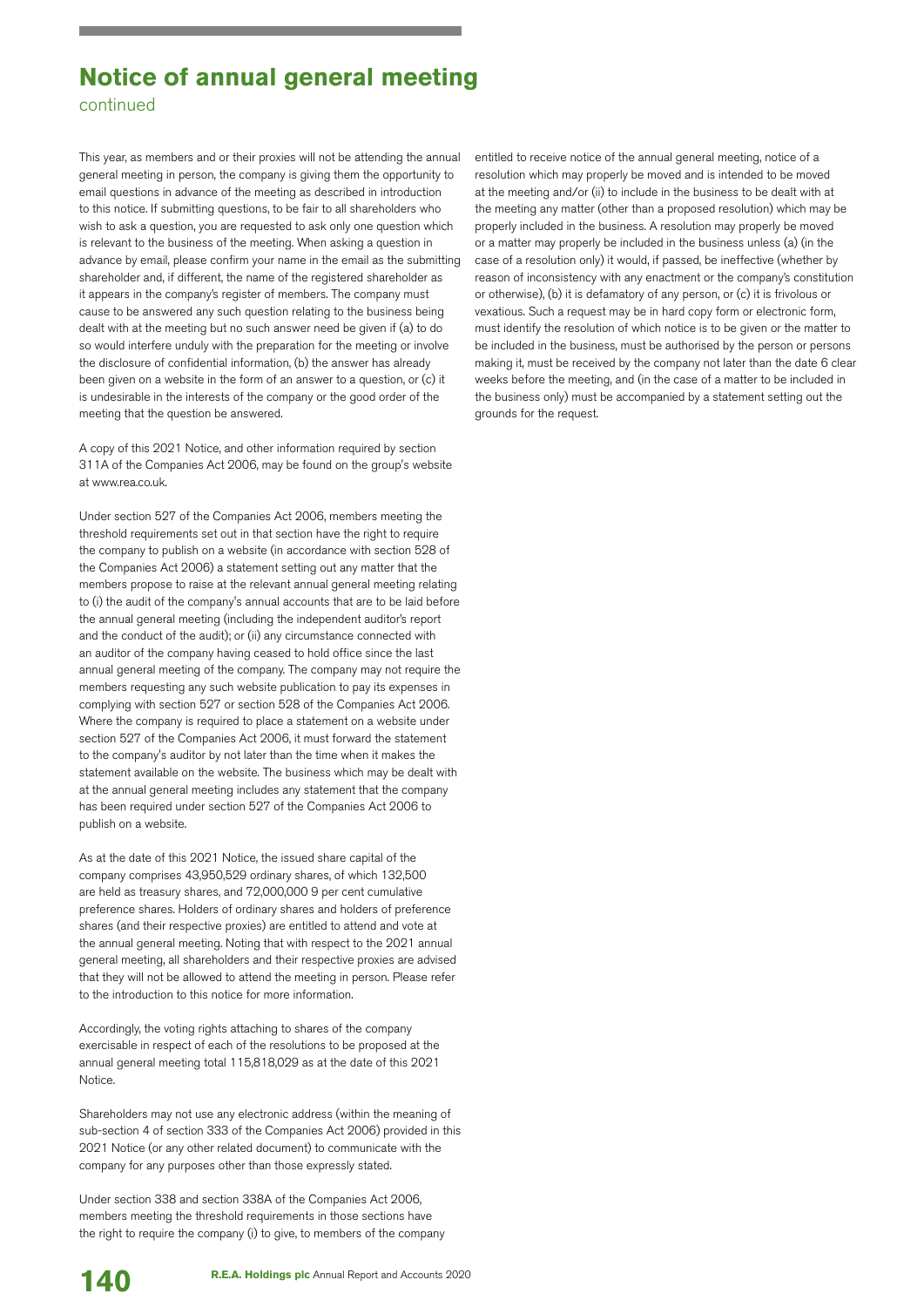# Notice of annual general meeting

continued

This year, as members and or their proxies will not be attending the annual general meeting in person, the company is giving them the opportunity to email questions in advance of the meeting as described in introduction to this notice. If submitting questions, to be fair to all shareholders who wish to ask a question, you are requested to ask only one question which is relevant to the business of the meeting. When asking a question in advance by email, please confirm your name in the email as the submitting shareholder and, if different, the name of the registered shareholder as it appears in the company's register of members. The company must cause to be answered any such question relating to the business being dealt with at the meeting but no such answer need be given if (a) to do so would interfere unduly with the preparation for the meeting or involve the disclosure of confidential information, (b) the answer has already been given on a website in the form of an answer to a question, or (c) it is undesirable in the interests of the company or the good order of the meeting that the question be answered.

A copy of this 2021 Notice, and other information required by section 311A of the Companies Act 2006, may be found on the group's website at www.rea.co.uk.

Under section 527 of the Companies Act 2006, members meeting the threshold requirements set out in that section have the right to require the company to publish on a website (in accordance with section 528 of the Companies Act 2006) a statement setting out any matter that the members propose to raise at the relevant annual general meeting relating to (i) the audit of the company's annual accounts that are to be laid before the annual general meeting (including the independent auditor's report and the conduct of the audit); or (ii) any circumstance connected with an auditor of the company having ceased to hold office since the last annual general meeting of the company. The company may not require the members requesting any such website publication to pay its expenses in complying with section 527 or section 528 of the Companies Act 2006. Where the company is required to place a statement on a website under section 527 of the Companies Act 2006, it must forward the statement to the company's auditor by not later than the time when it makes the statement available on the website. The business which may be dealt with at the annual general meeting includes any statement that the company has been required under section 527 of the Companies Act 2006 to publish on a website.

As at the date of this 2021 Notice, the issued share capital of the company comprises 43,950,529 ordinary shares, of which 132,500 are held as treasury shares, and 72,000,000 9 per cent cumulative preference shares. Holders of ordinary shares and holders of preference shares (and their respective proxies) are entitled to attend and vote at the annual general meeting. Noting that with respect to the 2021 annual general meeting, all shareholders and their respective proxies are advised that they will not be allowed to attend the meeting in person. Please refer to the introduction to this notice for more information.

Accordingly, the voting rights attaching to shares of the company exercisable in respect of each of the resolutions to be proposed at the annual general meeting total 115,818,029 as at the date of this 2021 Notice.

Shareholders may not use any electronic address (within the meaning of sub-section 4 of section 333 of the Companies Act 2006) provided in this 2021 Notice (or any other related document) to communicate with the company for any purposes other than those expressly stated.

Under section 338 and section 338A of the Companies Act 2006, members meeting the threshold requirements in those sections have the right to require the company (i) to give, to members of the company entitled to receive notice of the annual general meeting, notice of a resolution which may properly be moved and is intended to be moved at the meeting and/or (ii) to include in the business to be dealt with at the meeting any matter (other than a proposed resolution) which may be properly included in the business. A resolution may properly be moved or a matter may properly be included in the business unless (a) (in the case of a resolution only) it would, if passed, be ineffective (whether by reason of inconsistency with any enactment or the company's constitution or otherwise), (b) it is defamatory of any person, or (c) it is frivolous or vexatious. Such a request may be in hard copy form or electronic form, must identify the resolution of which notice is to be given or the matter to be included in the business, must be authorised by the person or persons making it, must be received by the company not later than the date 6 clear weeks before the meeting, and (in the case of a matter to be included in the business only) must be accompanied by a statement setting out the grounds for the request.